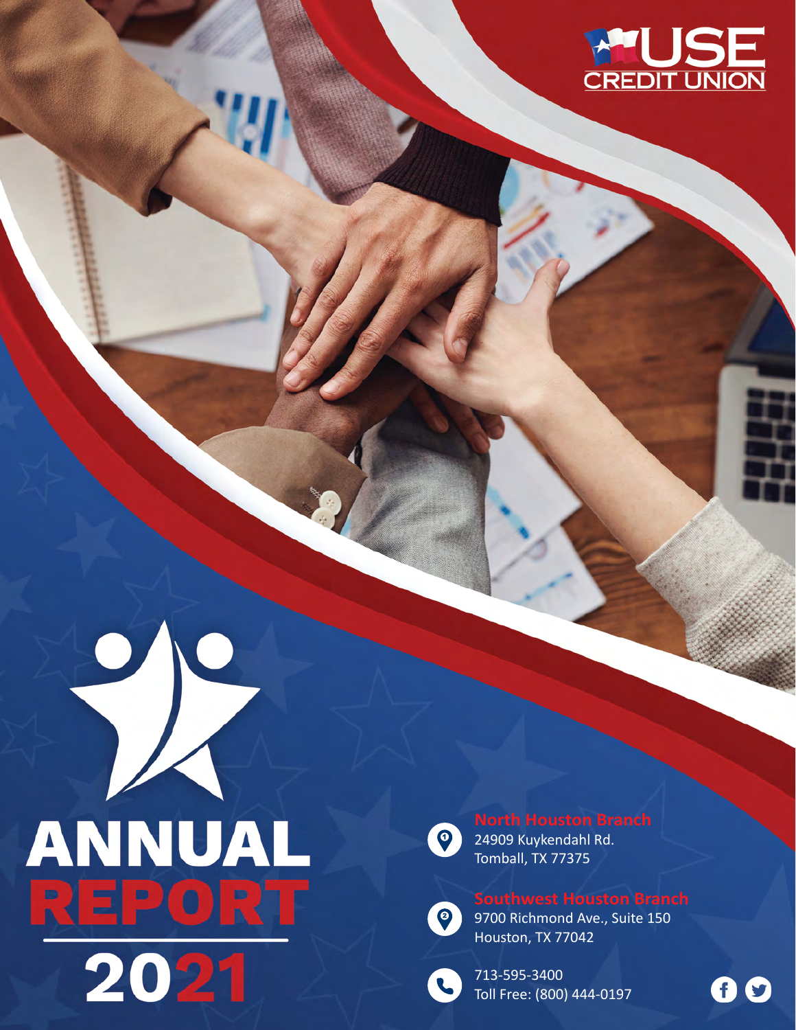USE CREDIT UNION

# ANNUAL REPORT 2021

**North Houston Branch**
24909 Kuykendahl Rd.
Tomball, TX 77375

**Southwest Houston Branch**
9700 Richmond Ave., Suite 150
Houston, TX 77042

713-595-3400
Toll Free: (800) 444-0197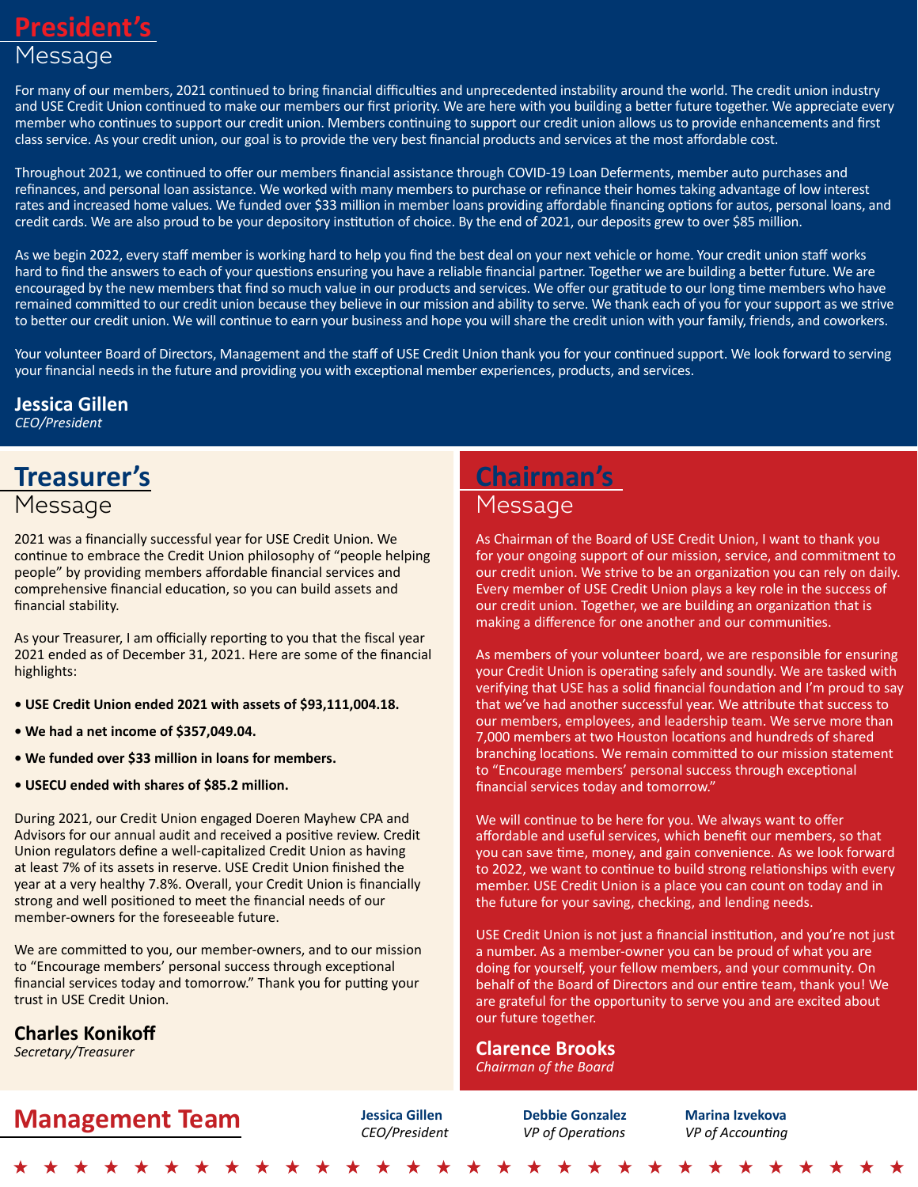# President's Message

For many of our members, 2021 continued to bring financial difficulties and unprecedented instability around the world. The credit union industry and USE Credit Union continued to make our members our first priority. We are here with you building a better future together. We appreciate every member who continues to support our credit union. Members continuing to support our credit union allows us to provide enhancements and first class service. As your credit union, our goal is to provide the very best financial products and services at the most affordable cost.

Throughout 2021, we continued to offer our members financial assistance through COVID-19 Loan Deferments, member auto purchases and refinances, and personal loan assistance. We worked with many members to purchase or refinance their homes taking advantage of low interest rates and increased home values. We funded over $33 million in member loans providing affordable financing options for autos, personal loans, and credit cards. We are also proud to be your depository institution of choice. By the end of 2021, our deposits grew to over $85 million.

As we begin 2022, every staff member is working hard to help you find the best deal on your next vehicle or home. Your credit union staff works hard to find the answers to each of your questions ensuring you have a reliable financial partner. Together we are building a better future. We are encouraged by the new members that find so much value in our products and services. We offer our gratitude to our long time members who have remained committed to our credit union because they believe in our mission and ability to serve. We thank each of you for your support as we strive to better our credit union. We will continue to earn your business and hope you will share the credit union with your family, friends, and coworkers.

Your volunteer Board of Directors, Management and the staff of USE Credit Union thank you for your continued support. We look forward to serving your financial needs in the future and providing you with exceptional member experiences, products, and services.

**Jessica Gillen**
*CEO/President*

# Treasurer's Message

2021 was a financially successful year for USE Credit Union. We continue to embrace the Credit Union philosophy of "people helping people" by providing members affordable financial services and comprehensive financial education, so you can build assets and financial stability.

As your Treasurer, I am officially reporting to you that the fiscal year 2021 ended as of December 31, 2021. Here are some of the financial highlights:

- **USE Credit Union ended 2021 with assets of $93,111,004.18.**
- **We had a net income of $357,049.04.**
- **We funded over $33 million in loans for members.**
- **USECU ended with shares of $85.2 million.**

During 2021, our Credit Union engaged Doeren Mayhew CPA and Advisors for our annual audit and received a positive review. Credit Union regulators define a well-capitalized Credit Union as having at least 7% of its assets in reserve. USE Credit Union finished the year at a very healthy 7.8%. Overall, your Credit Union is financially strong and well positioned to meet the financial needs of our member-owners for the foreseeable future.

We are committed to you, our member-owners, and to our mission to "Encourage members' personal success through exceptional financial services today and tomorrow." Thank you for putting your trust in USE Credit Union.

**Charles Konikoff**
*Secretary/Treasurer*

# Chairman's Message

As Chairman of the Board of USE Credit Union, I want to thank you for your ongoing support of our mission, service, and commitment to our credit union. We strive to be an organization you can rely on daily. Every member of USE Credit Union plays a key role in the success of our credit union. Together, we are building an organization that is making a difference for one another and our communities.

As members of your volunteer board, we are responsible for ensuring your Credit Union is operating safely and soundly. We are tasked with verifying that USE has a solid financial foundation and I'm proud to say that we've had another successful year. We attribute that success to our members, employees, and leadership team. We serve more than 7,000 members at two Houston locations and hundreds of shared branching locations. We remain committed to our mission statement to "Encourage members' personal success through exceptional financial services today and tomorrow."

We will continue to be here for you. We always want to offer affordable and useful services, which benefit our members, so that you can save time, money, and gain convenience. As we look forward to 2022, we want to continue to build strong relationships with every member. USE Credit Union is a place you can count on today and in the future for your saving, checking, and lending needs.

USE Credit Union is not just a financial institution, and you're not just a number. As a member-owner you can be proud of what you are doing for yourself, your fellow members, and your community. On behalf of the Board of Directors and our entire team, thank you! We are grateful for the opportunity to serve you and are excited about our future together.

**Clarence Brooks**
*Chairman of the Board*

# Management Team

**Jessica Gillen**
*CEO/President*

**Debbie Gonzalez**
*VP of Operations*

**Marina Izvekova**
*VP of Accounting*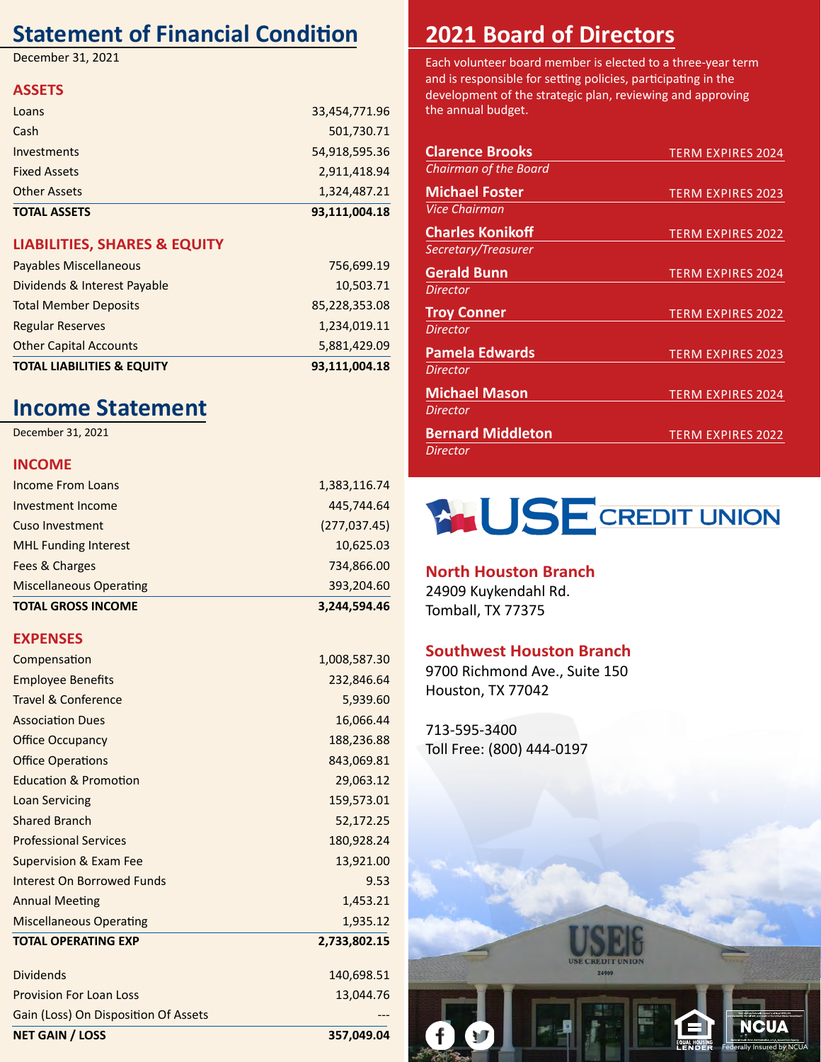## Statement of Financial Condition

December 31, 2021

### ASSETS

| | |
|---|---|
| Loans | 33,454,771.96 |
| Cash | 501,730.71 |
| Investments | 54,918,595.36 |
| Fixed Assets | 2,911,418.94 |
| Other Assets | 1,324,487.21 |
| **TOTAL ASSETS** | **93,111,004.18** |

### LIABILITIES, SHARES & EQUITY

| | |
|---|---|
| Payables Miscellaneous | 756,699.19 |
| Dividends & Interest Payable | 10,503.71 |
| Total Member Deposits | 85,228,353.08 |
| Regular Reserves | 1,234,019.11 |
| Other Capital Accounts | 5,881,429.09 |
| **TOTAL LIABILITIES & EQUITY** | **93,111,004.18** |

## Income Statement

December 31, 2021

### INCOME

| | |
|---|---|
| Income From Loans | 1,383,116.74 |
| Investment Income | 445,744.64 |
| Cuso Investment | (277,037.45) |
| MHL Funding Interest | 10,625.03 |
| Fees & Charges | 734,866.00 |
| Miscellaneous Operating | 393,204.60 |
| **TOTAL GROSS INCOME** | **3,244,594.46** |

### EXPENSES

| | |
|---|---|
| Compensation | 1,008,587.30 |
| Employee Benefits | 232,846.64 |
| Travel & Conference | 5,939.60 |
| Association Dues | 16,066.44 |
| Office Occupancy | 188,236.88 |
| Office Operations | 843,069.81 |
| Education & Promotion | 29,063.12 |
| Loan Servicing | 159,573.01 |
| Shared Branch | 52,172.25 |
| Professional Services | 180,928.24 |
| Supervision & Exam Fee | 13,921.00 |
| Interest On Borrowed Funds | 9.53 |
| Annual Meeting | 1,453.21 |
| Miscellaneous Operating | 1,935.12 |
| **TOTAL OPERATING EXP** | **2,733,802.15** |
| Dividends | 140,698.51 |
| Provision For Loan Loss | 13,044.76 |
| Gain (Loss) On Disposition Of Assets | --- |
| **NET GAIN / LOSS** | **357,049.04** |

## 2021 Board of Directors

Each volunteer board member is elected to a three-year term and is responsible for setting policies, participating in the development of the strategic plan, reviewing and approving the annual budget.

**Clarence Brooks** — TERM EXPIRES 2024
*Chairman of the Board*

**Michael Foster** — TERM EXPIRES 2023
*Vice Chairman*

**Charles Konikoff** — TERM EXPIRES 2022
*Secretary/Treasurer*

**Gerald Bunn** — TERM EXPIRES 2024
*Director*

**Troy Conner** — TERM EXPIRES 2022
*Director*

**Pamela Edwards** — TERM EXPIRES 2023
*Director*

**Michael Mason** — TERM EXPIRES 2024
*Director*

**Bernard Middleton** — TERM EXPIRES 2022
*Director*

USE CREDIT UNION

**North Houston Branch**
24909 Kuykendahl Rd.
Tomball, TX 77375

**Southwest Houston Branch**
9700 Richmond Ave., Suite 150
Houston, TX 77042

713-595-3400
Toll Free: (800) 444-0197

EQUAL HOUSING LENDER

NCUA — Federally Insured by NCUA